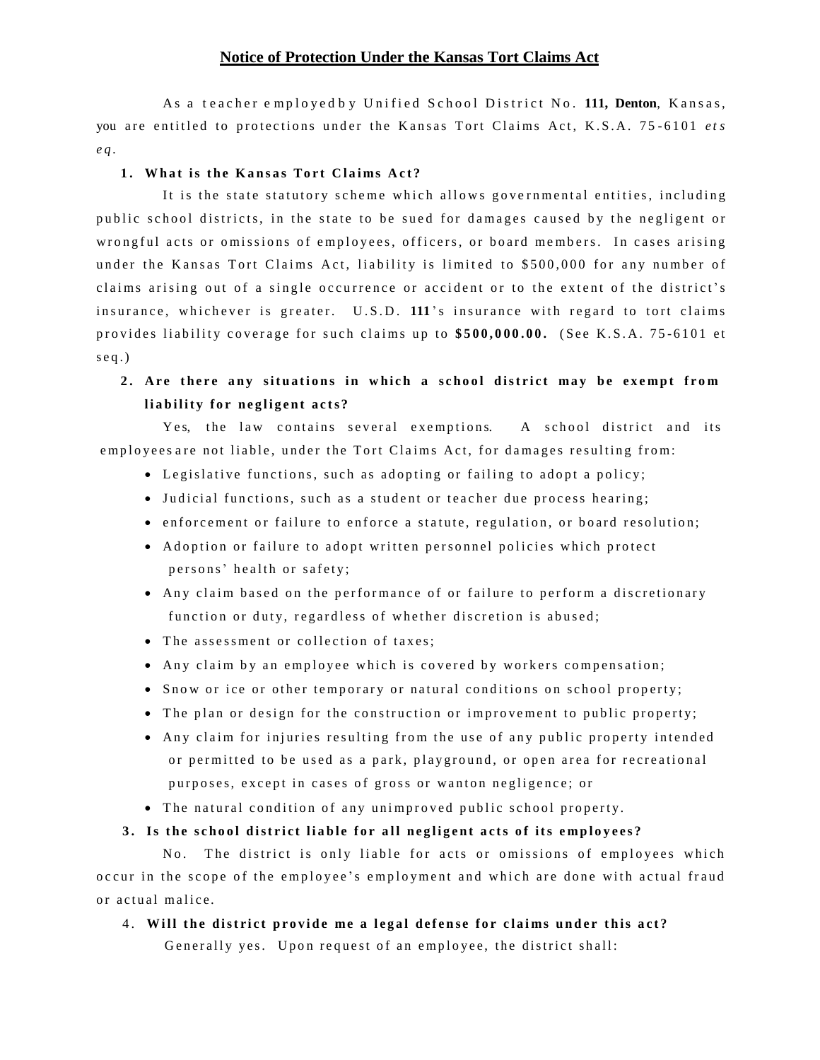# Notice of Protection Under the Kansas Tort Claims Act

As a teacher employed by Unified School District No. **111, Denton**, Kansas, you are entitled to protections under the Kansas Tort Claims Act, K.S.A. 75-6101 *ets eq*.

**1. What is the Kansas Tort Claims Act?**

It is the state statutory scheme which allows governmental entities, including public school districts, in the state to be sued for damages caused by the negligent or wrongful acts or omissions of employees, officers, or board members. In cases arising under the Kansas Tort Claims Act, liability is limited to $500,000 for any number of claims arising out of a single occurrence or accident or to the extent of the district's insurance, whichever is greater. U.S.D. **111**'s insurance with regard to tort claims provides liability coverage for such claims up to **$500,000.00.** (See K.S.A. 75-6101 et seq.)

**2. Are there any situations in which a school district may be exempt from liability for negligent acts?**

Yes, the law contains several exemptions. A school district and its employees are not liable, under the Tort Claims Act, for damages resulting from:

- Legislative functions, such as adopting or failing to adopt a policy;
- Judicial functions, such as a student or teacher due process hearing;
- enforcement or failure to enforce a statute, regulation, or board resolution;
- Adoption or failure to adopt written personnel policies which protect persons' health or safety;
- Any claim based on the performance of or failure to perform a discretionary function or duty, regardless of whether discretion is abused;
- The assessment or collection of taxes;
- Any claim by an employee which is covered by workers compensation;
- Snow or ice or other temporary or natural conditions on school property;
- The plan or design for the construction or improvement to public property;
- Any claim for injuries resulting from the use of any public property intended or permitted to be used as a park, playground, or open area for recreational purposes, except in cases of gross or wanton negligence; or
- The natural condition of any unimproved public school property.

**3. Is the school district liable for all negligent acts of its employees?**

No. The district is only liable for acts or omissions of employees which occur in the scope of the employee's employment and which are done with actual fraud or actual malice.

4. **Will the district provide me a legal defense for claims under this act?**

Generally yes. Upon request of an employee, the district shall: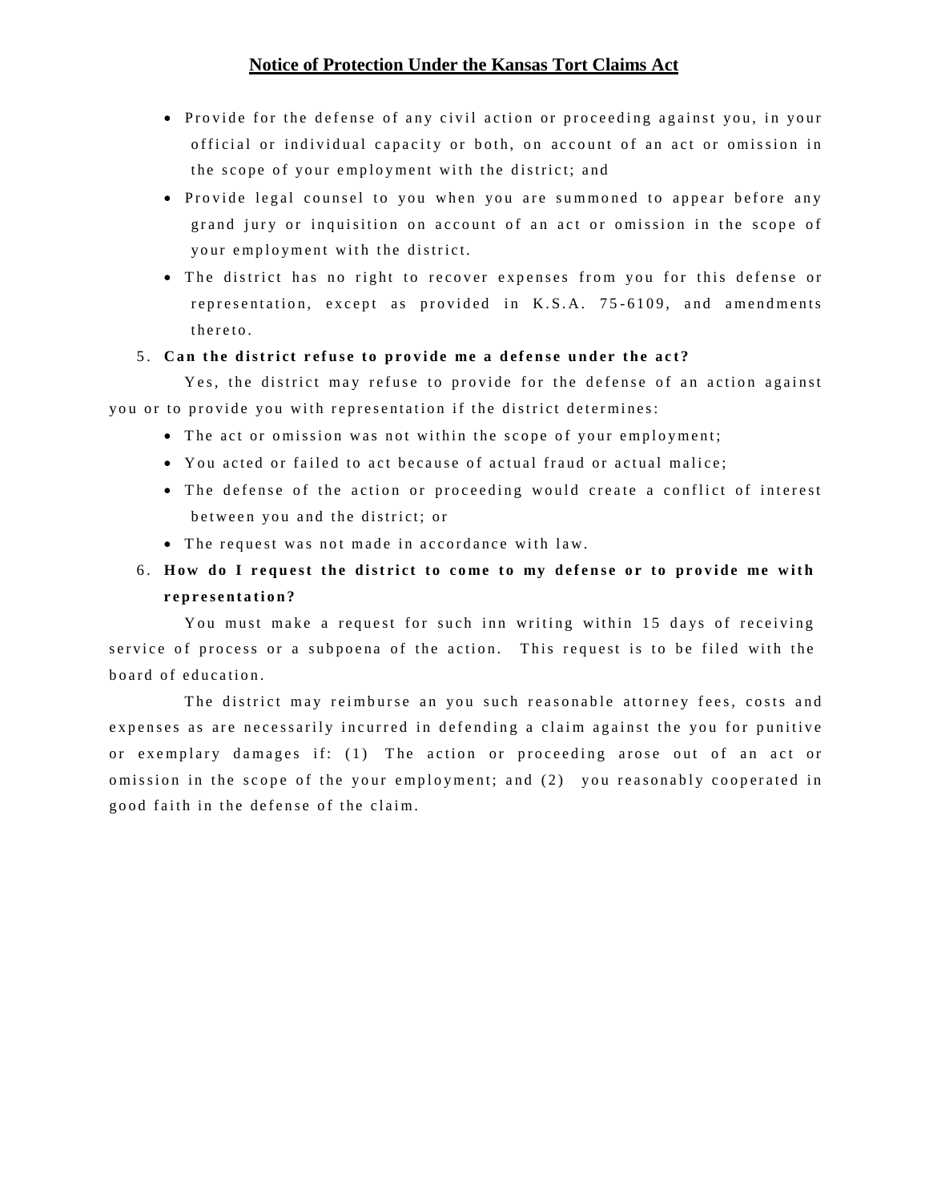**Notice of Protection Under the Kansas Tort Claims Act**

- Provide for the defense of any civil action or proceeding against you, in your official or individual capacity or both, on account of an act or omission in the scope of your employment with the district; and
- Provide legal counsel to you when you are summoned to appear before any grand jury or inquisition on account of an act or omission in the scope of your employment with the district.
- The district has no right to recover expenses from you for this defense or representation, except as provided in K.S.A. 75-6109, and amendments thereto.

5. **Can the district refuse to provide me a defense under the act?**

Yes, the district may refuse to provide for the defense of an action against you or to provide you with representation if the district determines:

- The act or omission was not within the scope of your employment;
- You acted or failed to act because of actual fraud or actual malice;
- The defense of the action or proceeding would create a conflict of interest between you and the district; or
- The request was not made in accordance with law.

6. **How do I request the district to come to my defense or to provide me with representation?**

You must make a request for such inn writing within 15 days of receiving service of process or a subpoena of the action. This request is to be filed with the board of education.

The district may reimburse an you such reasonable attorney fees, costs and expenses as are necessarily incurred in defending a claim against the you for punitive or exemplary damages if: (1) The action or proceeding arose out of an act or omission in the scope of the your employment; and (2) you reasonably cooperated in good faith in the defense of the claim.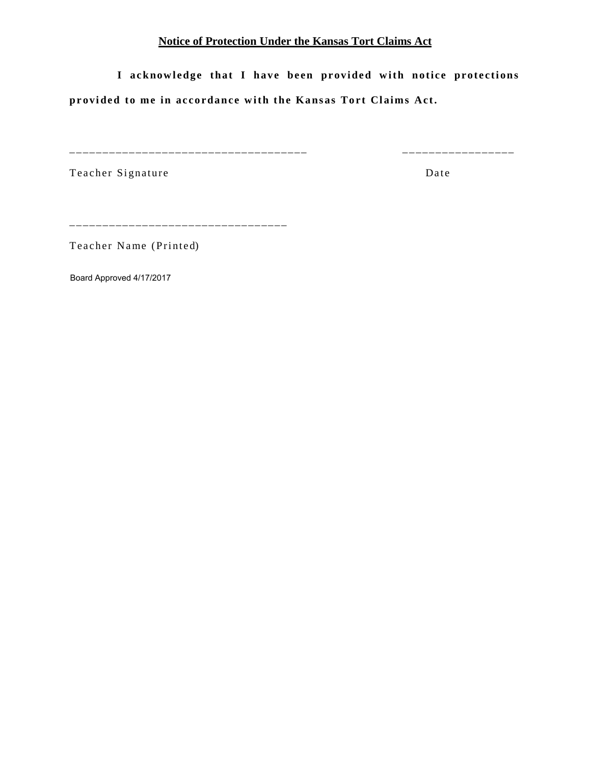**Notice of Protection Under the Kansas Tort Claims Act**

**I acknowledge that I have been provided with notice protections provided to me in accordance with the Kansas Tort Claims Act.**

___________________________________ ________________

Teacher Signature Date

________________________________

Teacher Name (Printed)

Board Approved 4/17/2017